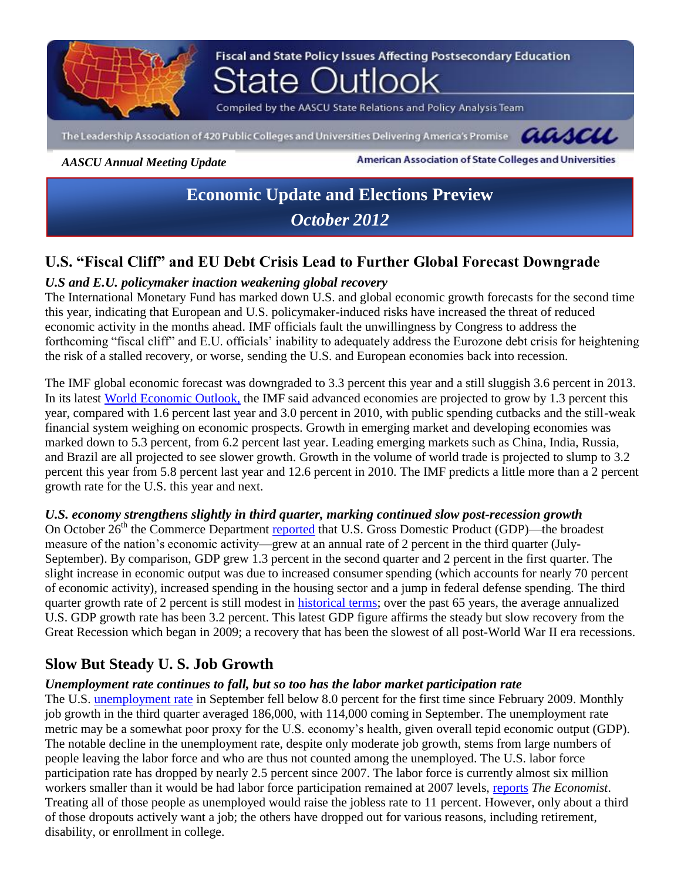Fiscal and State Policy Issues Affecting Postsecondary Education

# State Outlook

Compiled by the AASCU State Relations and Policy Analysis Team

The Leadership Association of 420 Public Colleges and Universities Delivering America's Promise — aascu

*AASCU Annual Meeting Update*

American Association of State Colleges and Universities

# Economic Update and Elections Preview

*October 2012*

## U.S. "Fiscal Cliff" and EU Debt Crisis Lead to Further Global Forecast Downgrade

### *U.S and E.U. policymaker inaction weakening global recovery*

The International Monetary Fund has marked down U.S. and global economic growth forecasts for the second time this year, indicating that European and U.S. policymaker-induced risks have increased the threat of reduced economic activity in the months ahead. IMF officials fault the unwillingness by Congress to address the forthcoming "fiscal cliff" and E.U. officials' inability to adequately address the Eurozone debt crisis for heightening the risk of a stalled recovery, or worse, sending the U.S. and European economies back into recession.

The IMF global economic forecast was downgraded to 3.3 percent this year and a still sluggish 3.6 percent in 2013. In its latest World Economic Outlook, the IMF said advanced economies are projected to grow by 1.3 percent this year, compared with 1.6 percent last year and 3.0 percent in 2010, with public spending cutbacks and the still-weak financial system weighing on economic prospects. Growth in emerging market and developing economies was marked down to 5.3 percent, from 6.2 percent last year. Leading emerging markets such as China, India, Russia, and Brazil are all projected to see slower growth. Growth in the volume of world trade is projected to slump to 3.2 percent this year from 5.8 percent last year and 12.6 percent in 2010. The IMF predicts a little more than a 2 percent growth rate for the U.S. this year and next.

### *U.S. economy strengthens slightly in third quarter, marking continued slow post-recession growth*

On October 26th the Commerce Department reported that U.S. Gross Domestic Product (GDP)—the broadest measure of the nation's economic activity—grew at an annual rate of 2 percent in the third quarter (July-September). By comparison, GDP grew 1.3 percent in the second quarter and 2 percent in the first quarter. The slight increase in economic output was due to increased consumer spending (which accounts for nearly 70 percent of economic activity), increased spending in the housing sector and a jump in federal defense spending. The third quarter growth rate of 2 percent is still modest in historical terms; over the past 65 years, the average annualized U.S. GDP growth rate has been 3.2 percent. This latest GDP figure affirms the steady but slow recovery from the Great Recession which began in 2009; a recovery that has been the slowest of all post-World War II era recessions.

## Slow But Steady U. S. Job Growth

### *Unemployment rate continues to fall, but so too has the labor market participation rate*

The U.S. unemployment rate in September fell below 8.0 percent for the first time since February 2009. Monthly job growth in the third quarter averaged 186,000, with 114,000 coming in September. The unemployment rate metric may be a somewhat poor proxy for the U.S. economy's health, given overall tepid economic output (GDP). The notable decline in the unemployment rate, despite only moderate job growth, stems from large numbers of people leaving the labor force and who are thus not counted among the unemployed. The U.S. labor force participation rate has dropped by nearly 2.5 percent since 2007. The labor force is currently almost six million workers smaller than it would be had labor force participation remained at 2007 levels, reports *The Economist*. Treating all of those people as unemployed would raise the jobless rate to 11 percent. However, only about a third of those dropouts actively want a job; the others have dropped out for various reasons, including retirement, disability, or enrollment in college.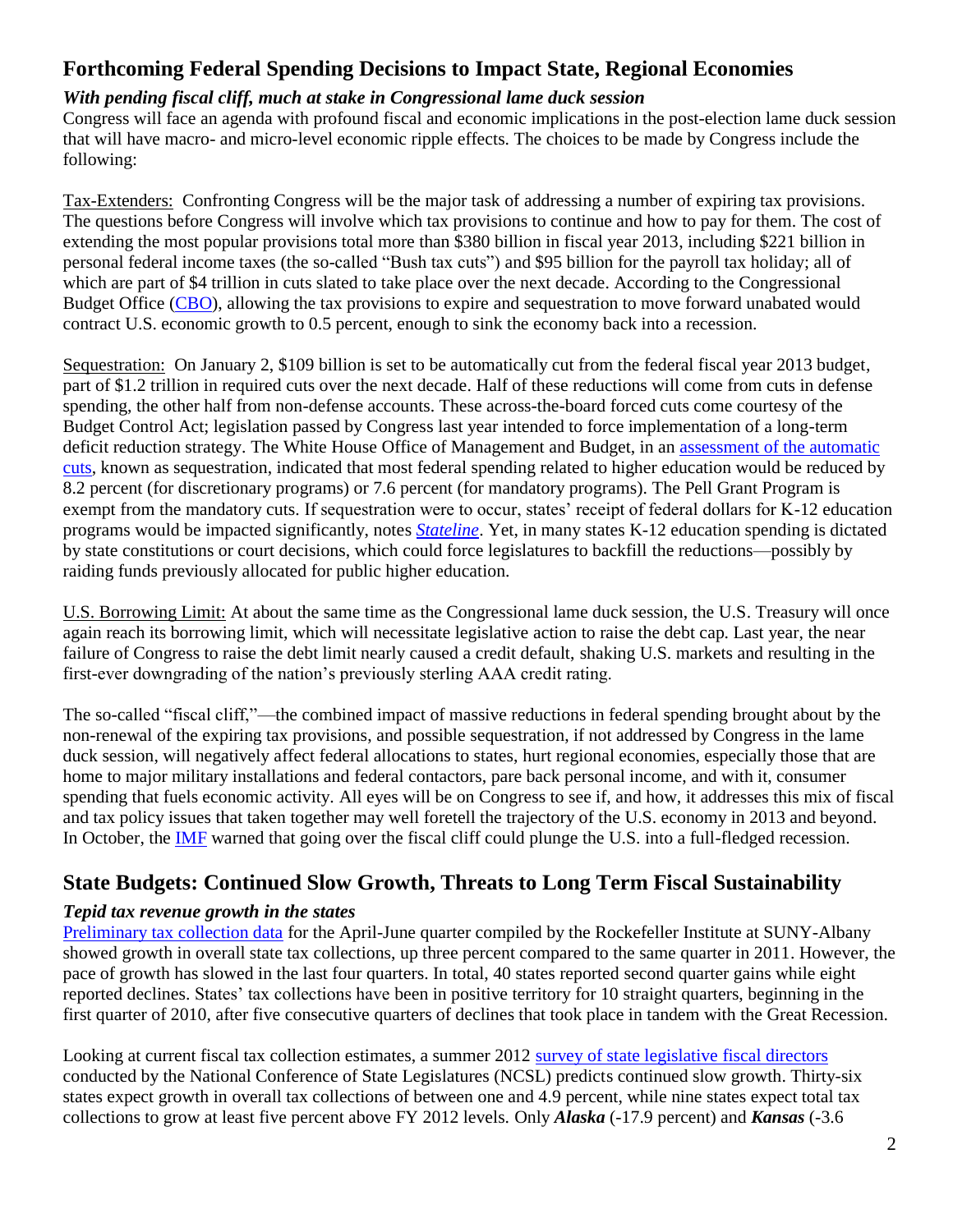## Forthcoming Federal Spending Decisions to Impact State, Regional Economies

### *With pending fiscal cliff, much at stake in Congressional lame duck session*

Congress will face an agenda with profound fiscal and economic implications in the post-election lame duck session that will have macro- and micro-level economic ripple effects. The choices to be made by Congress include the following:

Tax-Extenders: Confronting Congress will be the major task of addressing a number of expiring tax provisions. The questions before Congress will involve which tax provisions to continue and how to pay for them. The cost of extending the most popular provisions total more than $380 billion in fiscal year 2013, including $221 billion in personal federal income taxes (the so-called "Bush tax cuts") and $95 billion for the payroll tax holiday; all of which are part of $4 trillion in cuts slated to take place over the next decade. According to the Congressional Budget Office (CBO), allowing the tax provisions to expire and sequestration to move forward unabated would contract U.S. economic growth to 0.5 percent, enough to sink the economy back into a recession.

Sequestration: On January 2, $109 billion is set to be automatically cut from the federal fiscal year 2013 budget, part of $1.2 trillion in required cuts over the next decade. Half of these reductions will come from cuts in defense spending, the other half from non-defense accounts. These across-the-board forced cuts come courtesy of the Budget Control Act; legislation passed by Congress last year intended to force implementation of a long-term deficit reduction strategy. The White House Office of Management and Budget, in an assessment of the automatic cuts, known as sequestration, indicated that most federal spending related to higher education would be reduced by 8.2 percent (for discretionary programs) or 7.6 percent (for mandatory programs). The Pell Grant Program is exempt from the mandatory cuts. If sequestration were to occur, states' receipt of federal dollars for K-12 education programs would be impacted significantly, notes ***Stateline***. Yet, in many states K-12 education spending is dictated by state constitutions or court decisions, which could force legislatures to backfill the reductions—possibly by raiding funds previously allocated for public higher education.

U.S. Borrowing Limit: At about the same time as the Congressional lame duck session, the U.S. Treasury will once again reach its borrowing limit, which will necessitate legislative action to raise the debt cap. Last year, the near failure of Congress to raise the debt limit nearly caused a credit default, shaking U.S. markets and resulting in the first-ever downgrading of the nation's previously sterling AAA credit rating.

The so-called "fiscal cliff,"—the combined impact of massive reductions in federal spending brought about by the non-renewal of the expiring tax provisions, and possible sequestration, if not addressed by Congress in the lame duck session, will negatively affect federal allocations to states, hurt regional economies, especially those that are home to major military installations and federal contactors, pare back personal income, and with it, consumer spending that fuels economic activity. All eyes will be on Congress to see if, and how, it addresses this mix of fiscal and tax policy issues that taken together may well foretell the trajectory of the U.S. economy in 2013 and beyond. In October, the IMF warned that going over the fiscal cliff could plunge the U.S. into a full-fledged recession.

## State Budgets: Continued Slow Growth, Threats to Long Term Fiscal Sustainability

### *Tepid tax revenue growth in the states*

Preliminary tax collection data for the April-June quarter compiled by the Rockefeller Institute at SUNY-Albany showed growth in overall state tax collections, up three percent compared to the same quarter in 2011. However, the pace of growth has slowed in the last four quarters. In total, 40 states reported second quarter gains while eight reported declines. States' tax collections have been in positive territory for 10 straight quarters, beginning in the first quarter of 2010, after five consecutive quarters of declines that took place in tandem with the Great Recession.

Looking at current fiscal tax collection estimates, a summer 2012 survey of state legislative fiscal directors conducted by the National Conference of State Legislatures (NCSL) predicts continued slow growth. Thirty-six states expect growth in overall tax collections of between one and 4.9 percent, while nine states expect total tax collections to grow at least five percent above FY 2012 levels. Only ***Alaska*** (-17.9 percent) and ***Kansas*** (-3.6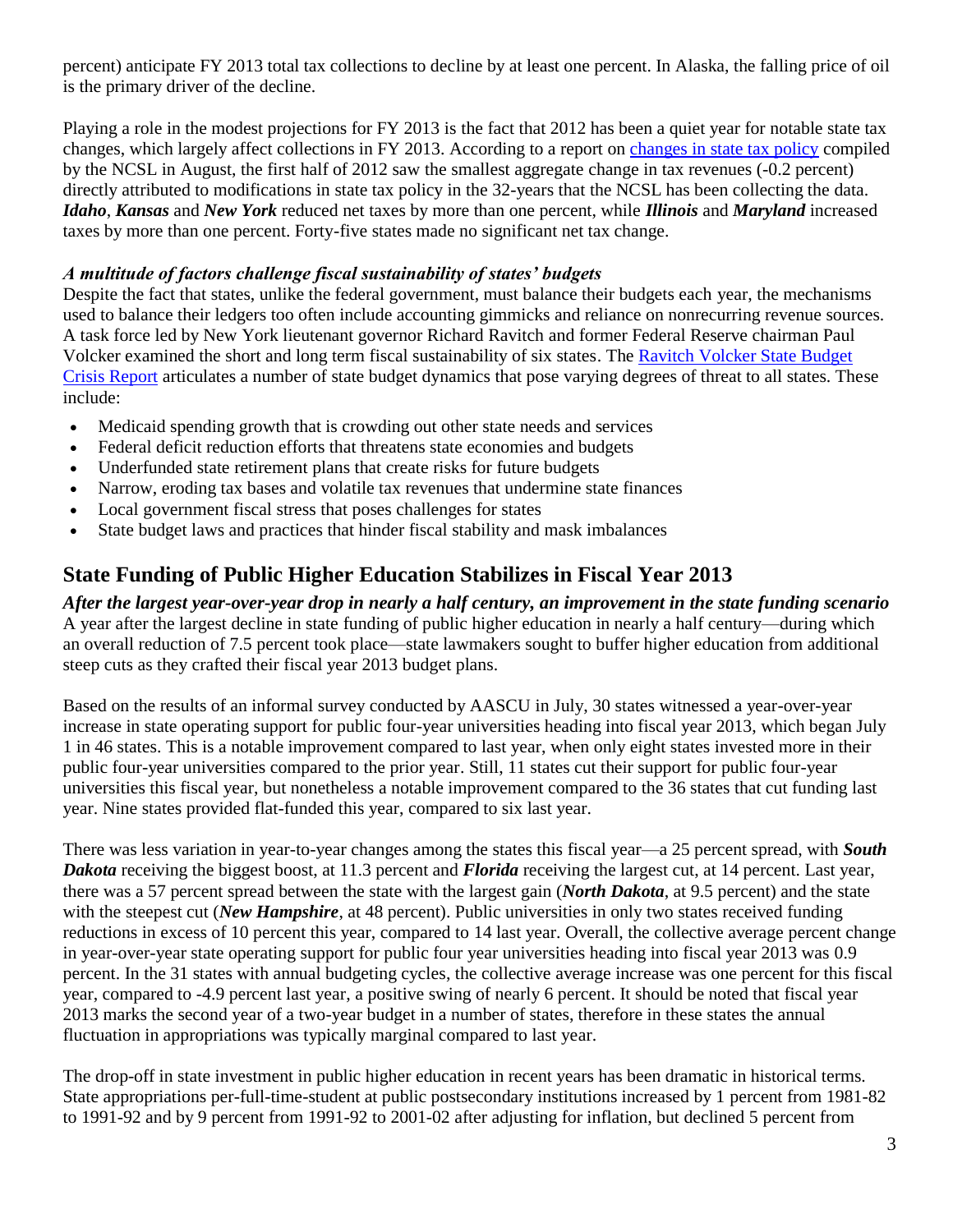percent) anticipate FY 2013 total tax collections to decline by at least one percent. In Alaska, the falling price of oil is the primary driver of the decline.

Playing a role in the modest projections for FY 2013 is the fact that 2012 has been a quiet year for notable state tax changes, which largely affect collections in FY 2013. According to a report on changes in state tax policy compiled by the NCSL in August, the first half of 2012 saw the smallest aggregate change in tax revenues (-0.2 percent) directly attributed to modifications in state tax policy in the 32-years that the NCSL has been collecting the data. ***Idaho***, ***Kansas*** and ***New York*** reduced net taxes by more than one percent, while ***Illinois*** and ***Maryland*** increased taxes by more than one percent. Forty-five states made no significant net tax change.

### *A multitude of factors challenge fiscal sustainability of states' budgets*

Despite the fact that states, unlike the federal government, must balance their budgets each year, the mechanisms used to balance their ledgers too often include accounting gimmicks and reliance on nonrecurring revenue sources. A task force led by New York lieutenant governor Richard Ravitch and former Federal Reserve chairman Paul Volcker examined the short and long term fiscal sustainability of six states. The Ravitch Volcker State Budget Crisis Report articulates a number of state budget dynamics that pose varying degrees of threat to all states. These include:

- Medicaid spending growth that is crowding out other state needs and services
- Federal deficit reduction efforts that threatens state economies and budgets
- Underfunded state retirement plans that create risks for future budgets
- Narrow, eroding tax bases and volatile tax revenues that undermine state finances
- Local government fiscal stress that poses challenges for states
- State budget laws and practices that hinder fiscal stability and mask imbalances

## State Funding of Public Higher Education Stabilizes in Fiscal Year 2013

### *After the largest year-over-year drop in nearly a half century, an improvement in the state funding scenario*

A year after the largest decline in state funding of public higher education in nearly a half century—during which an overall reduction of 7.5 percent took place—state lawmakers sought to buffer higher education from additional steep cuts as they crafted their fiscal year 2013 budget plans.

Based on the results of an informal survey conducted by AASCU in July, 30 states witnessed a year-over-year increase in state operating support for public four-year universities heading into fiscal year 2013, which began July 1 in 46 states. This is a notable improvement compared to last year, when only eight states invested more in their public four-year universities compared to the prior year. Still, 11 states cut their support for public four-year universities this fiscal year, but nonetheless a notable improvement compared to the 36 states that cut funding last year. Nine states provided flat-funded this year, compared to six last year.

There was less variation in year-to-year changes among the states this fiscal year—a 25 percent spread, with ***South Dakota*** receiving the biggest boost, at 11.3 percent and ***Florida*** receiving the largest cut, at 14 percent. Last year, there was a 57 percent spread between the state with the largest gain (***North Dakota***, at 9.5 percent) and the state with the steepest cut (***New Hampshire***, at 48 percent). Public universities in only two states received funding reductions in excess of 10 percent this year, compared to 14 last year. Overall, the collective average percent change in year-over-year state operating support for public four year universities heading into fiscal year 2013 was 0.9 percent. In the 31 states with annual budgeting cycles, the collective average increase was one percent for this fiscal year, compared to -4.9 percent last year, a positive swing of nearly 6 percent. It should be noted that fiscal year 2013 marks the second year of a two-year budget in a number of states, therefore in these states the annual fluctuation in appropriations was typically marginal compared to last year.

The drop-off in state investment in public higher education in recent years has been dramatic in historical terms. State appropriations per-full-time-student at public postsecondary institutions increased by 1 percent from 1981-82 to 1991-92 and by 9 percent from 1991-92 to 2001-02 after adjusting for inflation, but declined 5 percent from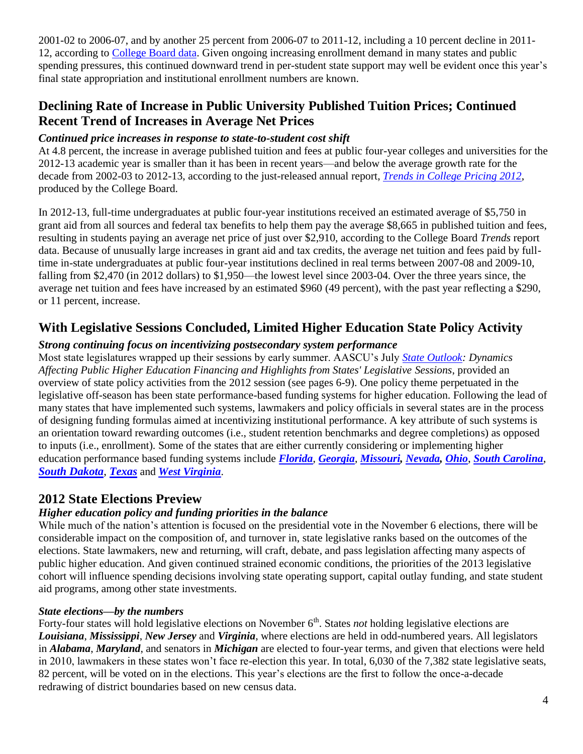2001-02 to 2006-07, and by another 25 percent from 2006-07 to 2011-12, including a 10 percent decline in 2011-12, according to College Board data. Given ongoing increasing enrollment demand in many states and public spending pressures, this continued downward trend in per-student state support may well be evident once this year's final state appropriation and institutional enrollment numbers are known.

## Declining Rate of Increase in Public University Published Tuition Prices; Continued Recent Trend of Increases in Average Net Prices

### *Continued price increases in response to state-to-student cost shift*

At 4.8 percent, the increase in average published tuition and fees at public four-year colleges and universities for the 2012-13 academic year is smaller than it has been in recent years—and below the average growth rate for the decade from 2002-03 to 2012-13, according to the just-released annual report, *Trends in College Pricing 2012*, produced by the College Board.

In 2012-13, full-time undergraduates at public four-year institutions received an estimated average of $5,750 in grant aid from all sources and federal tax benefits to help them pay the average $8,665 in published tuition and fees, resulting in students paying an average net price of just over $2,910, according to the College Board *Trends* report data. Because of unusually large increases in grant aid and tax credits, the average net tuition and fees paid by full-time in-state undergraduates at public four-year institutions declined in real terms between 2007-08 and 2009-10, falling from $2,470 (in 2012 dollars) to $1,950—the lowest level since 2003-04. Over the three years since, the average net tuition and fees have increased by an estimated $960 (49 percent), with the past year reflecting a $290, or 11 percent, increase.

## With Legislative Sessions Concluded, Limited Higher Education State Policy Activity

### *Strong continuing focus on incentivizing postsecondary system performance*

Most state legislatures wrapped up their sessions by early summer. AASCU's July *State Outlook: Dynamics Affecting Public Higher Education Financing and Highlights from States' Legislative Sessions*, provided an overview of state policy activities from the 2012 session (see pages 6-9). One policy theme perpetuated in the legislative off-season has been state performance-based funding systems for higher education. Following the lead of many states that have implemented such systems, lawmakers and policy officials in several states are in the process of designing funding formulas aimed at incentivizing institutional performance. A key attribute of such systems is an orientation toward rewarding outcomes (i.e., student retention benchmarks and degree completions) as opposed to inputs (i.e., enrollment). Some of the states that are either currently considering or implementing higher education performance based funding systems include ***Florida***, ***Georgia***, ***Missouri***, ***Nevada***, ***Ohio***, ***South Carolina***, ***South Dakota***, ***Texas*** and ***West Virginia***.

## 2012 State Elections Preview

### *Higher education policy and funding priorities in the balance*

While much of the nation's attention is focused on the presidential vote in the November 6 elections, there will be considerable impact on the composition of, and turnover in, state legislative ranks based on the outcomes of the elections. State lawmakers, new and returning, will craft, debate, and pass legislation affecting many aspects of public higher education. And given continued strained economic conditions, the priorities of the 2013 legislative cohort will influence spending decisions involving state operating support, capital outlay funding, and state student aid programs, among other state investments.

#### *State elections—by the numbers*

Forty-four states will hold legislative elections on November 6th. States *not* holding legislative elections are ***Louisiana***, ***Mississippi***, ***New Jersey*** and ***Virginia***, where elections are held in odd-numbered years. All legislators in ***Alabama***, ***Maryland***, and senators in ***Michigan*** are elected to four-year terms, and given that elections were held in 2010, lawmakers in these states won't face re-election this year. In total, 6,030 of the 7,382 state legislative seats, 82 percent, will be voted on in the elections. This year's elections are the first to follow the once-a-decade redrawing of district boundaries based on new census data.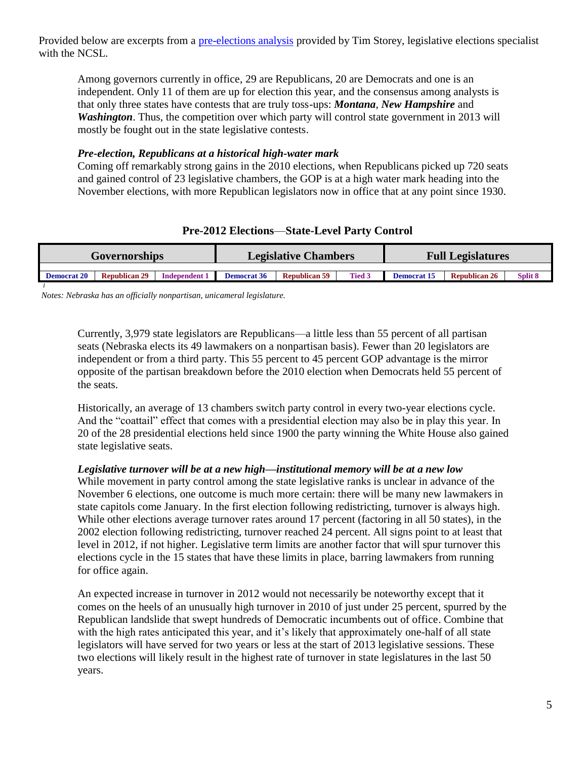Provided below are excerpts from a pre-elections analysis provided by Tim Storey, legislative elections specialist with the NCSL.

> Among governors currently in office, 29 are Republicans, 20 are Democrats and one is an independent. Only 11 of them are up for election this year, and the consensus among analysts is that only three states have contests that are truly toss-ups: ***Montana***, ***New Hampshire*** and ***Washington***. Thus, the competition over which party will control state government in 2013 will mostly be fought out in the state legislative contests.
>
> ***Pre-election, Republicans at a historical high-water mark***
> Coming off remarkably strong gains in the 2010 elections, when Republicans picked up 720 seats and gained control of 23 legislative chambers, the GOP is at a high water mark heading into the November elections, with more Republican legislators now in office that at any point since 1930.

**Pre-2012 Elections—State-Level Party Control**

| Governorships | | | Legislative Chambers | | | Full Legislatures | | |
|---|---|---|---|---|---|---|---|---|
| Democrat 20 | Republican 29 | Independent 1 | Democrat 36 | Republican 59 | Tied 3 | Democrat 15 | Republican 26 | Split 8 |

*Notes: Nebraska has an officially nonpartisan, unicameral legislature.*

> Currently, 3,979 state legislators are Republicans—a little less than 55 percent of all partisan seats (Nebraska elects its 49 lawmakers on a nonpartisan basis). Fewer than 20 legislators are independent or from a third party. This 55 percent to 45 percent GOP advantage is the mirror opposite of the partisan breakdown before the 2010 election when Democrats held 55 percent of the seats.
>
> Historically, an average of 13 chambers switch party control in every two-year elections cycle. And the "coattail" effect that comes with a presidential election may also be in play this year. In 20 of the 28 presidential elections held since 1900 the party winning the White House also gained state legislative seats.
>
> ***Legislative turnover will be at a new high—institutional memory will be at a new low***
> While movement in party control among the state legislative ranks is unclear in advance of the November 6 elections, one outcome is much more certain: there will be many new lawmakers in state capitols come January. In the first election following redistricting, turnover is always high. While other elections average turnover rates around 17 percent (factoring in all 50 states), in the 2002 election following redistricting, turnover reached 24 percent. All signs point to at least that level in 2012, if not higher. Legislative term limits are another factor that will spur turnover this elections cycle in the 15 states that have these limits in place, barring lawmakers from running for office again.
>
> An expected increase in turnover in 2012 would not necessarily be noteworthy except that it comes on the heels of an unusually high turnover in 2010 of just under 25 percent, spurred by the Republican landslide that swept hundreds of Democratic incumbents out of office. Combine that with the high rates anticipated this year, and it's likely that approximately one-half of all state legislators will have served for two years or less at the start of 2013 legislative sessions. These two elections will likely result in the highest rate of turnover in state legislatures in the last 50 years.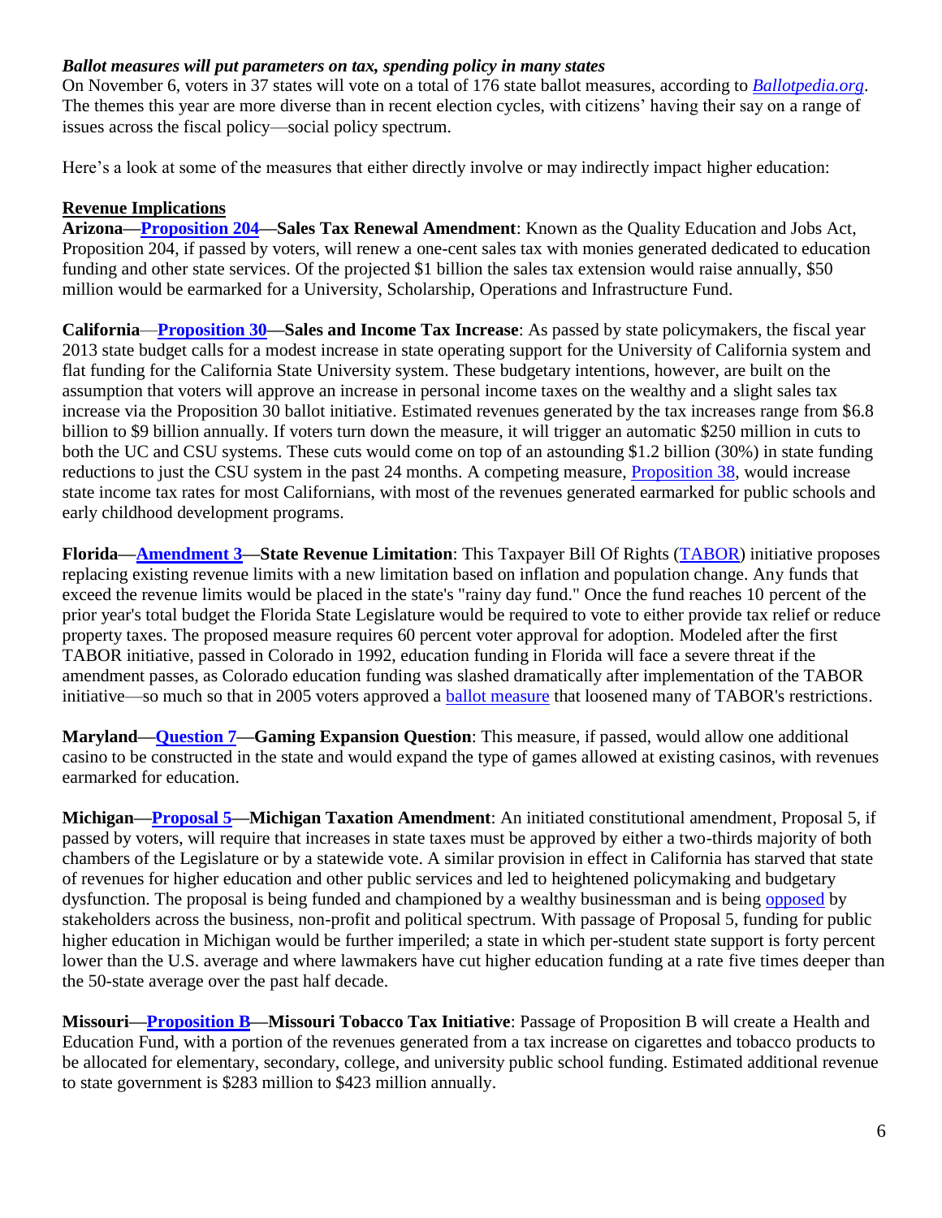***Ballot measures will put parameters on tax, spending policy in many states***

On November 6, voters in 37 states will vote on a total of 176 state ballot measures, according to *Ballotpedia.org*. The themes this year are more diverse than in recent election cycles, with citizens' having their say on a range of issues across the fiscal policy—social policy spectrum.

Here's a look at some of the measures that either directly involve or may indirectly impact higher education:

**Revenue Implications**

**Arizona—Proposition 204—Sales Tax Renewal Amendment**: Known as the Quality Education and Jobs Act, Proposition 204, if passed by voters, will renew a one-cent sales tax with monies generated dedicated to education funding and other state services. Of the projected $1 billion the sales tax extension would raise annually, $50 million would be earmarked for a University, Scholarship, Operations and Infrastructure Fund.

**California—Proposition 30—Sales and Income Tax Increase**: As passed by state policymakers, the fiscal year 2013 state budget calls for a modest increase in state operating support for the University of California system and flat funding for the California State University system. These budgetary intentions, however, are built on the assumption that voters will approve an increase in personal income taxes on the wealthy and a slight sales tax increase via the Proposition 30 ballot initiative. Estimated revenues generated by the tax increases range from $6.8 billion to $9 billion annually. If voters turn down the measure, it will trigger an automatic $250 million in cuts to both the UC and CSU systems. These cuts would come on top of an astounding $1.2 billion (30%) in state funding reductions to just the CSU system in the past 24 months. A competing measure, Proposition 38, would increase state income tax rates for most Californians, with most of the revenues generated earmarked for public schools and early childhood development programs.

**Florida—Amendment 3—State Revenue Limitation**: This Taxpayer Bill Of Rights (TABOR) initiative proposes replacing existing revenue limits with a new limitation based on inflation and population change. Any funds that exceed the revenue limits would be placed in the state's "rainy day fund." Once the fund reaches 10 percent of the prior year's total budget the Florida State Legislature would be required to vote to either provide tax relief or reduce property taxes. The proposed measure requires 60 percent voter approval for adoption. Modeled after the first TABOR initiative, passed in Colorado in 1992, education funding in Florida will face a severe threat if the amendment passes, as Colorado education funding was slashed dramatically after implementation of the TABOR initiative—so much so that in 2005 voters approved a ballot measure that loosened many of TABOR's restrictions.

**Maryland—Question 7—Gaming Expansion Question**: This measure, if passed, would allow one additional casino to be constructed in the state and would expand the type of games allowed at existing casinos, with revenues earmarked for education.

**Michigan—Proposal 5—Michigan Taxation Amendment**: An initiated constitutional amendment, Proposal 5, if passed by voters, will require that increases in state taxes must be approved by either a two-thirds majority of both chambers of the Legislature or by a statewide vote. A similar provision in effect in California has starved that state of revenues for higher education and other public services and led to heightened policymaking and budgetary dysfunction. The proposal is being funded and championed by a wealthy businessman and is being opposed by stakeholders across the business, non-profit and political spectrum. With passage of Proposal 5, funding for public higher education in Michigan would be further imperiled; a state in which per-student state support is forty percent lower than the U.S. average and where lawmakers have cut higher education funding at a rate five times deeper than the 50-state average over the past half decade.

**Missouri—Proposition B—Missouri Tobacco Tax Initiative**: Passage of Proposition B will create a Health and Education Fund, with a portion of the revenues generated from a tax increase on cigarettes and tobacco products to be allocated for elementary, secondary, college, and university public school funding. Estimated additional revenue to state government is $283 million to $423 million annually.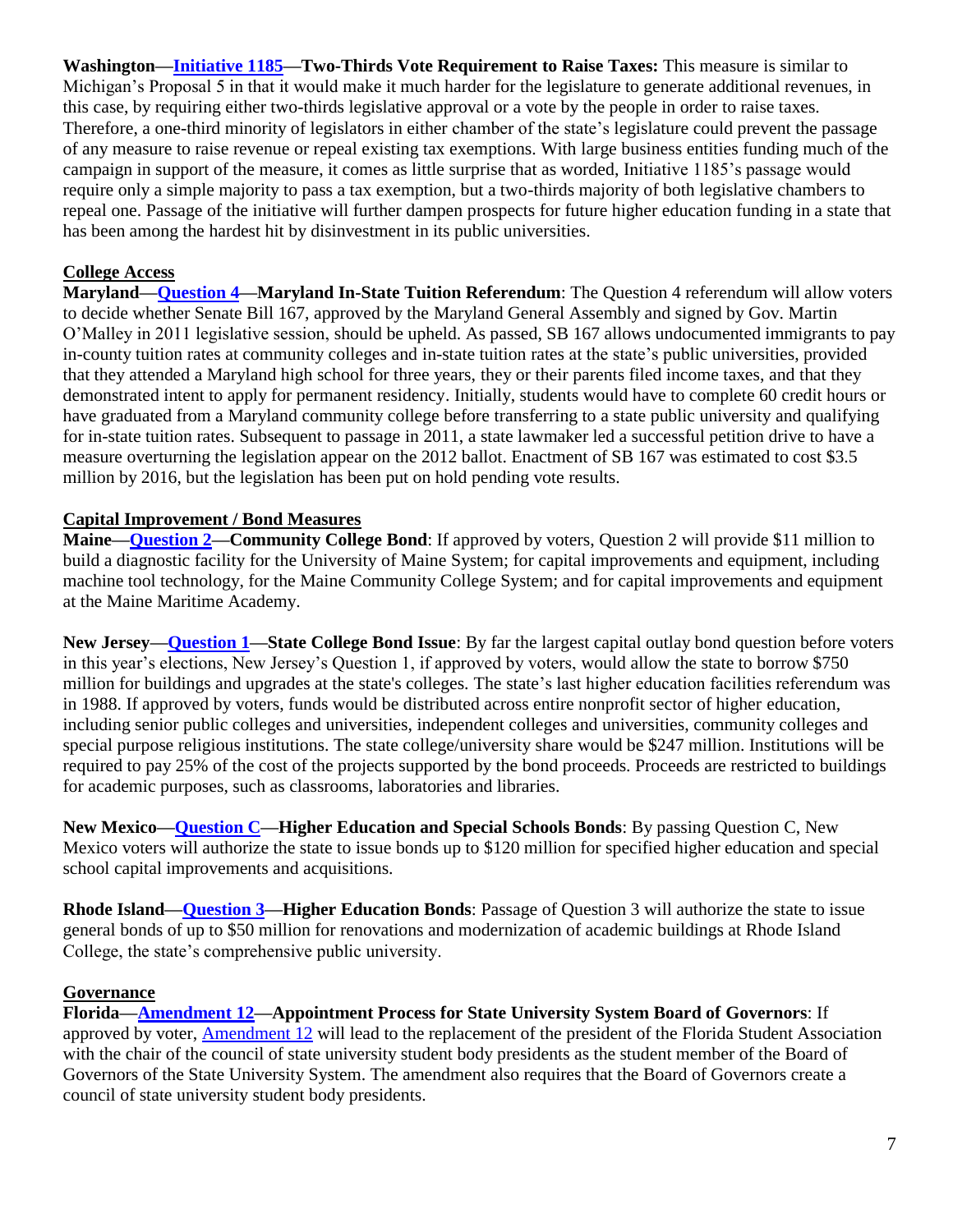**Washington—Initiative 1185—Two-Thirds Vote Requirement to Raise Taxes:** This measure is similar to Michigan's Proposal 5 in that it would make it much harder for the legislature to generate additional revenues, in this case, by requiring either two-thirds legislative approval or a vote by the people in order to raise taxes. Therefore, a one-third minority of legislators in either chamber of the state's legislature could prevent the passage of any measure to raise revenue or repeal existing tax exemptions. With large business entities funding much of the campaign in support of the measure, it comes as little surprise that as worded, Initiative 1185's passage would require only a simple majority to pass a tax exemption, but a two-thirds majority of both legislative chambers to repeal one. Passage of the initiative will further dampen prospects for future higher education funding in a state that has been among the hardest hit by disinvestment in its public universities.

## College Access

**Maryland—Question 4—Maryland In-State Tuition Referendum**: The Question 4 referendum will allow voters to decide whether Senate Bill 167, approved by the Maryland General Assembly and signed by Gov. Martin O'Malley in 2011 legislative session, should be upheld. As passed, SB 167 allows undocumented immigrants to pay in-county tuition rates at community colleges and in-state tuition rates at the state's public universities, provided that they attended a Maryland high school for three years, they or their parents filed income taxes, and that they demonstrated intent to apply for permanent residency. Initially, students would have to complete 60 credit hours or have graduated from a Maryland community college before transferring to a state public university and qualifying for in-state tuition rates. Subsequent to passage in 2011, a state lawmaker led a successful petition drive to have a measure overturning the legislation appear on the 2012 ballot. Enactment of SB 167 was estimated to cost $3.5 million by 2016, but the legislation has been put on hold pending vote results.

## Capital Improvement / Bond Measures

**Maine—Question 2—Community College Bond**: If approved by voters, Question 2 will provide $11 million to build a diagnostic facility for the University of Maine System; for capital improvements and equipment, including machine tool technology, for the Maine Community College System; and for capital improvements and equipment at the Maine Maritime Academy.

**New Jersey—Question 1—State College Bond Issue**: By far the largest capital outlay bond question before voters in this year's elections, New Jersey's Question 1, if approved by voters, would allow the state to borrow $750 million for buildings and upgrades at the state's colleges. The state's last higher education facilities referendum was in 1988. If approved by voters, funds would be distributed across entire nonprofit sector of higher education, including senior public colleges and universities, independent colleges and universities, community colleges and special purpose religious institutions. The state college/university share would be $247 million. Institutions will be required to pay 25% of the cost of the projects supported by the bond proceeds. Proceeds are restricted to buildings for academic purposes, such as classrooms, laboratories and libraries.

**New Mexico—Question C—Higher Education and Special Schools Bonds**: By passing Question C, New Mexico voters will authorize the state to issue bonds up to $120 million for specified higher education and special school capital improvements and acquisitions.

**Rhode Island—Question 3—Higher Education Bonds**: Passage of Question 3 will authorize the state to issue general bonds of up to $50 million for renovations and modernization of academic buildings at Rhode Island College, the state's comprehensive public university.

## Governance

**Florida—Amendment 12—Appointment Process for State University System Board of Governors**: If approved by voter, Amendment 12 will lead to the replacement of the president of the Florida Student Association with the chair of the council of state university student body presidents as the student member of the Board of Governors of the State University System. The amendment also requires that the Board of Governors create a council of state university student body presidents.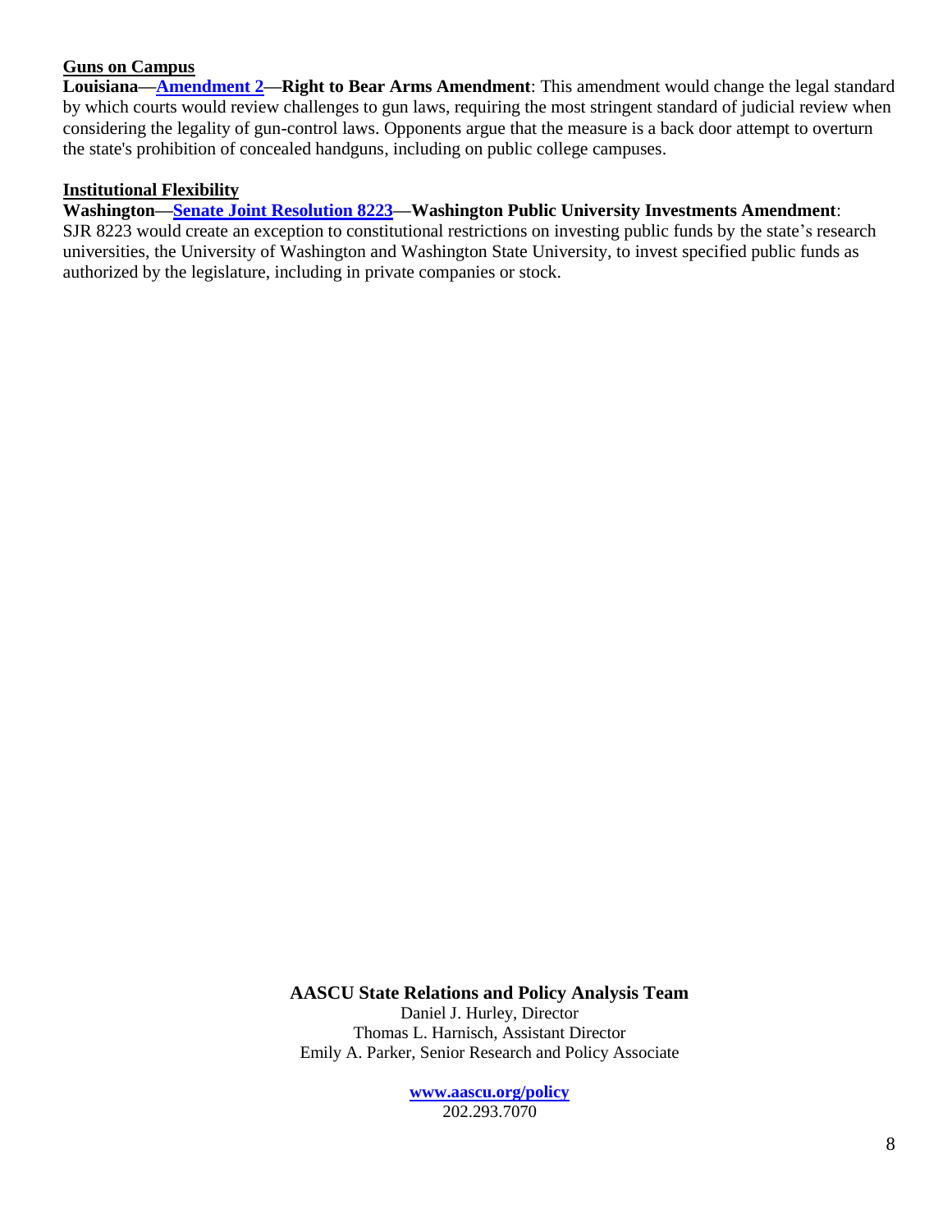**Guns on Campus**

**Louisiana**—**Amendment 2**—**Right to Bear Arms Amendment**: This amendment would change the legal standard by which courts would review challenges to gun laws, requiring the most stringent standard of judicial review when considering the legality of gun-control laws. Opponents argue that the measure is a back door attempt to overturn the state's prohibition of concealed handguns, including on public college campuses.

**Institutional Flexibility**

**Washington**—**Senate Joint Resolution 8223**—**Washington Public University Investments Amendment**: SJR 8223 would create an exception to constitutional restrictions on investing public funds by the state's research universities, the University of Washington and Washington State University, to invest specified public funds as authorized by the legislature, including in private companies or stock.

**AASCU State Relations and Policy Analysis Team**

Daniel J. Hurley, Director

Thomas L. Harnisch, Assistant Director

Emily A. Parker, Senior Research and Policy Associate

**www.aascu.org/policy**

202.293.7070